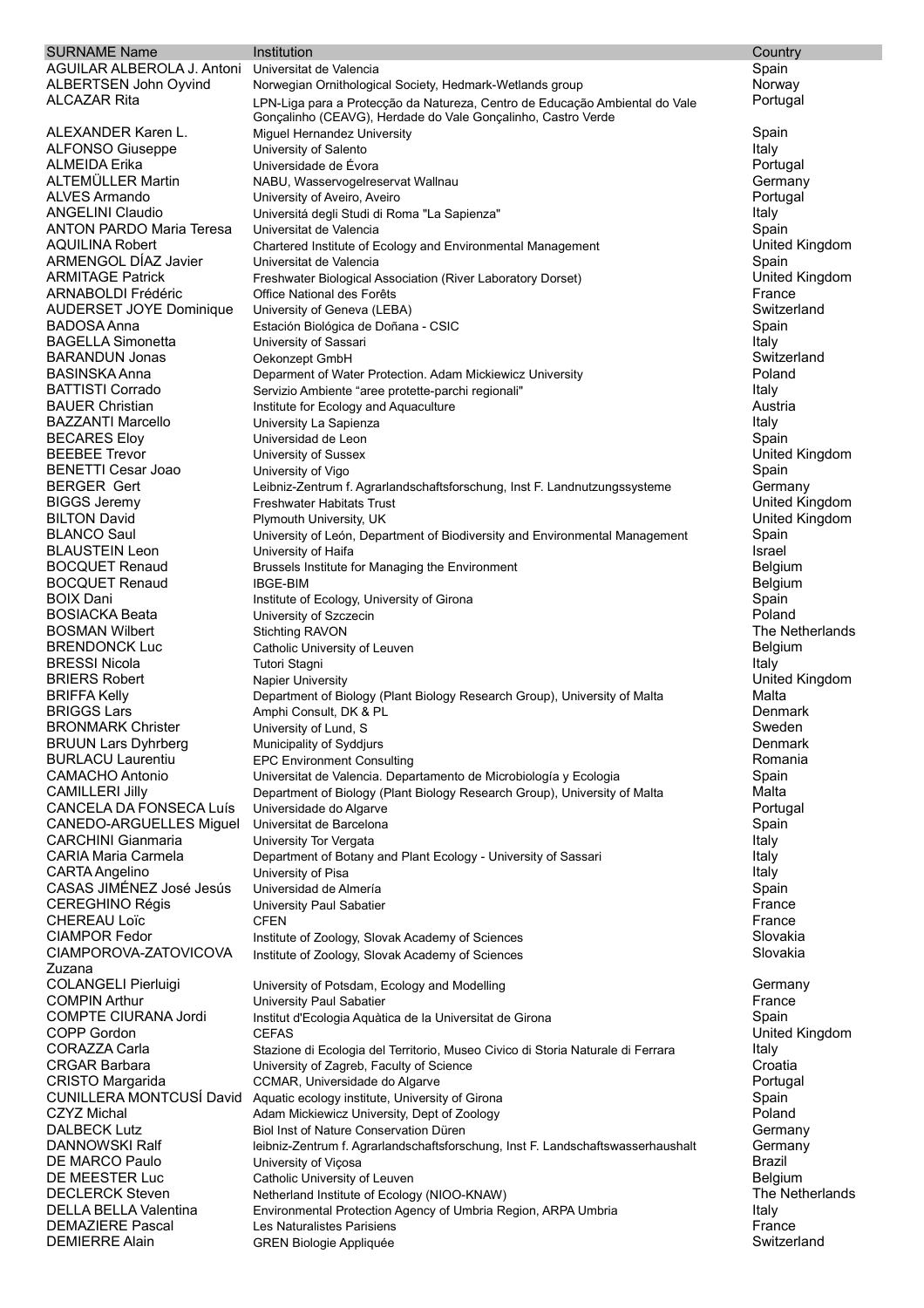| SURNAME Name | Institution | Country |
|---|---|---|
| AGUILAR ALBEROLA J. Antoni | Universitat de Valencia | Spain |
| ALBERTSEN John Oyvind | Norwegian Ornithological Society, Hedmark-Wetlands group | Norway |
| ALCAZAR Rita | LPN-Liga para a Protecção da Natureza, Centro de Educação Ambiental do Vale Gonçalinho (CEAVG), Herdade do Vale Gonçalinho, Castro Verde | Portugal |
| ALEXANDER Karen L. | Miguel Hernandez University | Spain |
| ALFONSO Giuseppe | University of Salento | Italy |
| ALMEIDA Erika | Universidade de Évora | Portugal |
| ALTEMÜLLER Martin | NABU, Wasservogelreservat Wallnau | Germany |
| ALVES Armando | University of Aveiro, Aveiro | Portugal |
| ANGELINI Claudio | Universitá degli Studi di Roma "La Sapienza" | Italy |
| ANTON PARDO Maria Teresa | Universitat de Valencia | Spain |
| AQUILINA Robert | Chartered Institute of Ecology and Environmental Management | United Kingdom |
| ARMENGOL DÍAZ Javier | Universitat de Valencia | Spain |
| ARMITAGE Patrick | Freshwater Biological Association (River Laboratory Dorset) | United Kingdom |
| ARNABOLDI Frédéric | Office National des Forêts | France |
| AUDERSET JOYE Dominique | University of Geneva (LEBA) | Switzerland |
| BADOSA Anna | Estación Biológica de Doñana - CSIC | Spain |
| BAGELLA Simonetta | University of Sassari | Italy |
| BARANDUN Jonas | Oekonzept GmbH | Switzerland |
| BASINSKA Anna | Deparment of Water Protection. Adam Mickiewicz University | Poland |
| BATTISTI Corrado | Servizio Ambiente "aree protette-parchi regionali" | Italy |
| BAUER Christian | Institute for Ecology and Aquaculture | Austria |
| BAZZANTI Marcello | University La Sapienza | Italy |
| BECARES Eloy | Universidad de Leon | Spain |
| BEEBEE Trevor | University of Sussex | United Kingdom |
| BENETTI Cesar Joao | University of Vigo | Spain |
| BERGER Gert | Leibniz-Zentrum f. Agrarlandschaftsforschung, Inst F. Landnutzungssysteme | Germany |
| BIGGS Jeremy | Freshwater Habitats Trust | United Kingdom |
| BILTON David | Plymouth University, UK | United Kingdom |
| BLANCO Saul | University of León, Department of Biodiversity and Environmental Management | Spain |
| BLAUSTEIN Leon | University of Haifa | Israel |
| BOCQUET Renaud | Brussels Institute for Managing the Environment | Belgium |
| BOCQUET Renaud | IBGE-BIM | Belgium |
| BOIX Dani | Institute of Ecology, University of Girona | Spain |
| BOSIACKA Beata | University of Szczecin | Poland |
| BOSMAN Wilbert | Stichting RAVON | The Netherlands |
| BRENDONCK Luc | Catholic University of Leuven | Belgium |
| BRESSI Nicola | Tutori Stagni | Italy |
| BRIERS Robert | Napier University | United Kingdom |
| BRIFFA Kelly | Department of Biology (Plant Biology Research Group), University of Malta | Malta |
| BRIGGS Lars | Amphi Consult, DK & PL | Denmark |
| BRONMARK Christer | University of Lund, S | Sweden |
| BRUUN Lars Dyhrberg | Municipality of Syddjurs | Denmark |
| BURLACU Laurentiu | EPC Environment Consulting | Romania |
| CAMACHO Antonio | Universitat de Valencia. Departamento de Microbiología y Ecologia | Spain |
| CAMILLERI Jilly | Department of Biology (Plant Biology Research Group), University of Malta | Malta |
| CANCELA DA FONSECA Luís | Universidade do Algarve | Portugal |
| CANEDO-ARGUELLES Miguel | Universitat de Barcelona | Spain |
| CARCHINI Gianmaria | University Tor Vergata | Italy |
| CARIA Maria Carmela | Department of Botany and Plant Ecology - University of Sassari | Italy |
| CARTA Angelino | University of Pisa | Italy |
| CASAS JIMÉNEZ José Jesús | Universidad de Almería | Spain |
| CEREGHINO Régis | University Paul Sabatier | France |
| CHEREAU Loïc | CFEN | France |
| CIAMPOR Fedor | Institute of Zoology, Slovak Academy of Sciences | Slovakia |
| CIAMPOROVA-ZATOVICOVA Zuzana | Institute of Zoology, Slovak Academy of Sciences | Slovakia |
| COLANGELI Pierluigi | University of Potsdam, Ecology and Modelling | Germany |
| COMPIN Arthur | University Paul Sabatier | France |
| COMPTE CIURANA Jordi | Institut d'Ecologia Aquàtica de la Universitat de Girona | Spain |
| COPP Gordon | CEFAS | United Kingdom |
| CORAZZA Carla | Stazione di Ecologia del Territorio, Museo Civico di Storia Naturale di Ferrara | Italy |
| CRGAR Barbara | University of Zagreb, Faculty of Science | Croatia |
| CRISTO Margarida | CCMAR, Universidade do Algarve | Portugal |
| CUNILLERA MONTCUSÍ David | Aquatic ecology institute, University of Girona | Spain |
| CZYZ Michal | Adam Mickiewicz University, Dept of Zoology | Poland |
| DALBECK Lutz | Biol Inst of Nature Conservation Düren | Germany |
| DANNOWSKI Ralf | leibniz-Zentrum f. Agrarlandschaftsforschung, Inst F. Landschaftswasserhaushalt | Germany |
| DE MARCO Paulo | University of Viçosa | Brazil |
| DE MEESTER Luc | Catholic University of Leuven | Belgium |
| DECLERCK Steven | Netherland Institute of Ecology (NIOO-KNAW) | The Netherlands |
| DELLA BELLA Valentina | Environmental Protection Agency of Umbria Region, ARPA Umbria | Italy |
| DEMAZIERE Pascal | Les Naturalistes Parisiens | France |
| DEMIERRE Alain | GREN Biologie Appliquée | Switzerland |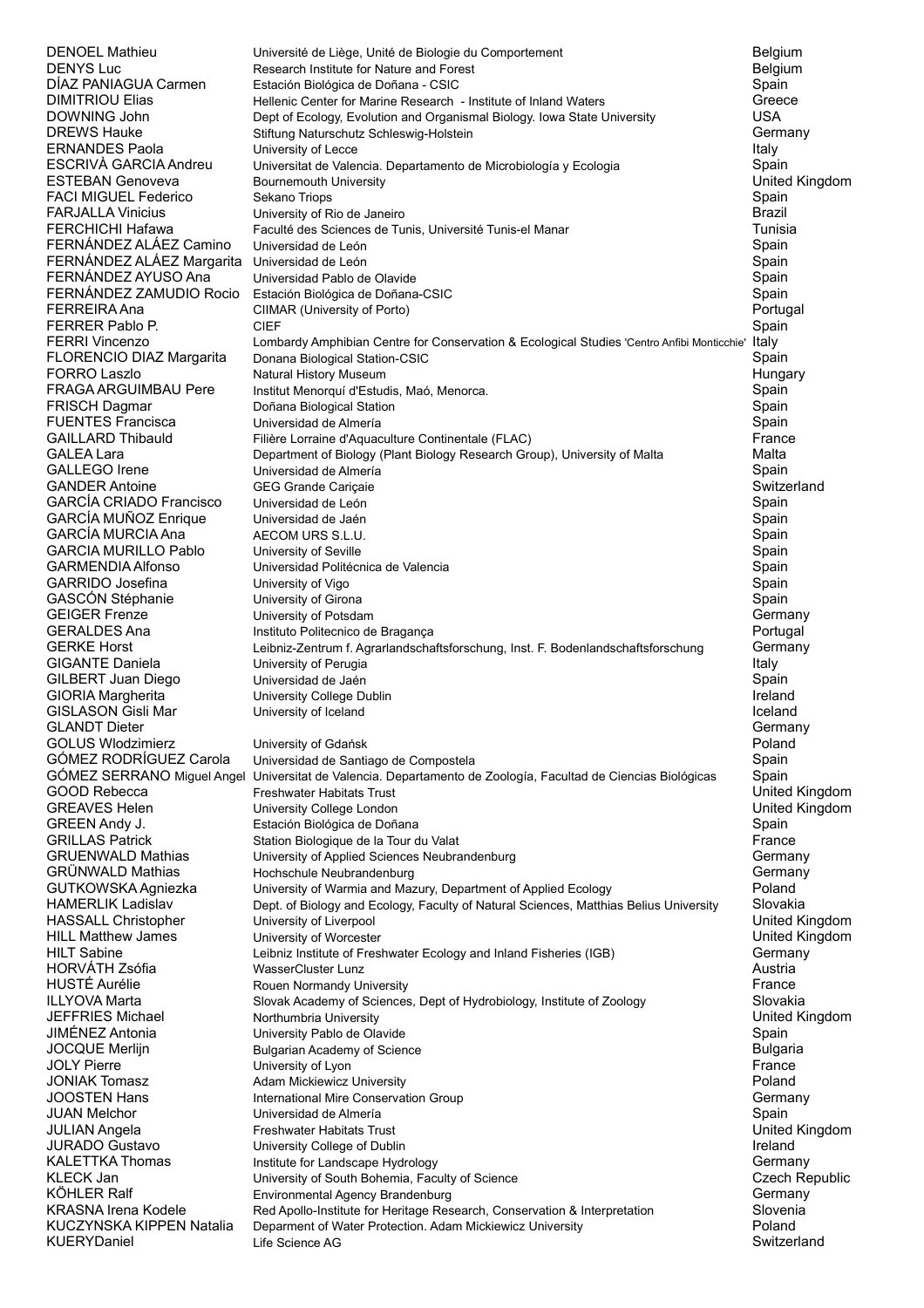| | | |
|---|---|---|
| DENOEL Mathieu | Université de Liège, Unité de Biologie du Comportement | Belgium |
| DENYS Luc | Research Institute for Nature and Forest | Belgium |
| DÍAZ PANIAGUA Carmen | Estación Biológica de Doñana - CSIC | Spain |
| DIMITRIOU Elias | Hellenic Center for Marine Research - Institute of Inland Waters | Greece |
| DOWNING John | Dept of Ecology, Evolution and Organismal Biology. Iowa State University | USA |
| DREWS Hauke | Stiftung Naturschutz Schleswig-Holstein | Germany |
| ERNANDES Paola | University of Lecce | Italy |
| ESCRIVÀ GARCIA Andreu | Universitat de Valencia. Departamento de Microbiología y Ecologia | Spain |
| ESTEBAN Genoveva | Bournemouth University | United Kingdom |
| FACI MIGUEL Federico | Sekano Triops | Spain |
| FARJALLA Vinicius | University of Rio de Janeiro | Brazil |
| FERCHICHI Hafawa | Faculté des Sciences de Tunis, Université Tunis-el Manar | Tunisia |
| FERNÁNDEZ ALÁEZ Camino | Universidad de León | Spain |
| FERNÁNDEZ ALÁEZ Margarita | Universidad de León | Spain |
| FERNÁNDEZ AYUSO Ana | Universidad Pablo de Olavide | Spain |
| FERNÁNDEZ ZAMUDIO Rocio | Estación Biológica de Doñana-CSIC | Spain |
| FERREIRA Ana | CIIMAR (University of Porto) | Portugal |
| FERRER Pablo P. | CIEF | Spain |
| FERRI Vincenzo | Lombardy Amphibian Centre for Conservation & Ecological Studies 'Centro Anfibi Monticchie' | Italy |
| FLORENCIO DIAZ Margarita | Donana Biological Station-CSIC | Spain |
| FORRO Laszlo | Natural History Museum | Hungary |
| FRAGA ARGUIMBAU Pere | Institut Menorquí d'Estudis, Maó, Menorca. | Spain |
| FRISCH Dagmar | Doñana Biological Station | Spain |
| FUENTES Francisca | Universidad de Almería | Spain |
| GAILLARD Thibauld | Filière Lorraine d'Aquaculture Continentale (FLAC) | France |
| GALEA Lara | Department of Biology (Plant Biology Research Group), University of Malta | Malta |
| GALLEGO Irene | Universidad de Almería | Spain |
| GANDER Antoine | GEG Grande Cariçaie | Switzerland |
| GARCÍA CRIADO Francisco | Universidad de León | Spain |
| GARCÍA MUÑOZ Enrique | Universidad de Jaén | Spain |
| GARCÍA MURCIA Ana | AECOM URS S.L.U. | Spain |
| GARCIA MURILLO Pablo | University of Seville | Spain |
| GARMENDIA Alfonso | Universidad Politécnica de Valencia | Spain |
| GARRIDO Josefina | University of Vigo | Spain |
| GASCÓN Stéphanie | University of Girona | Spain |
| GEIGER Frenze | University of Potsdam | Germany |
| GERALDES Ana | Instituto Politecnico de Bragança | Portugal |
| GERKE Horst | Leibniz-Zentrum f. Agrarlandschaftsforschung, Inst. F. Bodenlandschaftsforschung | Germany |
| GIGANTE Daniela | University of Perugia | Italy |
| GILBERT Juan Diego | Universidad de Jaén | Spain |
| GIORIA Margherita | University College Dublin | Ireland |
| GISLASON Gisli Mar | University of Iceland | Iceland |
| GLANDT Dieter | | Germany |
| GOLUS Wlodzimierz | University of Gdańsk | Poland |
| GÓMEZ RODRÍGUEZ Carola | Universidad de Santiago de Compostela | Spain |
| GÓMEZ SERRANO Miguel Angel | Universitat de Valencia. Departamento de Zoología, Facultad de Ciencias Biológicas | Spain |
| GOOD Rebecca | Freshwater Habitats Trust | United Kingdom |
| GREAVES Helen | University College London | United Kingdom |
| GREEN Andy J. | Estación Biológica de Doñana | Spain |
| GRILLAS Patrick | Station Biologique de la Tour du Valat | France |
| GRUENWALD Mathias | University of Applied Sciences Neubrandenburg | Germany |
| GRÜNWALD Mathias | Hochschule Neubrandenburg | Germany |
| GUTKOWSKA Agniezka | University of Warmia and Mazury, Department of Applied Ecology | Poland |
| HAMERLIK Ladislav | Dept. of Biology and Ecology, Faculty of Natural Sciences, Matthias Belius University | Slovakia |
| HASSALL Christopher | University of Liverpool | United Kingdom |
| HILL Matthew James | University of Worcester | United Kingdom |
| HILT Sabine | Leibniz Institute of Freshwater Ecology and Inland Fisheries (IGB) | Germany |
| HORVÁTH Zsófia | WasserCluster Lunz | Austria |
| HUSTÉ Aurélie | Rouen Normandy University | France |
| ILLYOVA Marta | Slovak Academy of Sciences, Dept of Hydrobiology, Institute of Zoology | Slovakia |
| JEFFRIES Michael | Northumbria University | United Kingdom |
| JIMÉNEZ Antonia | University Pablo de Olavide | Spain |
| JOCQUE Merlijn | Bulgarian Academy of Science | Bulgaria |
| JOLY Pierre | University of Lyon | France |
| JONIAK Tomasz | Adam Mickiewicz University | Poland |
| JOOSTEN Hans | International Mire Conservation Group | Germany |
| JUAN Melchor | Universidad de Almería | Spain |
| JULIAN Angela | Freshwater Habitats Trust | United Kingdom |
| JURADO Gustavo | University College of Dublin | Ireland |
| KALETTKA Thomas | Institute for Landscape Hydrology | Germany |
| KLECK Jan | University of South Bohemia, Faculty of Science | Czech Republic |
| KÖHLER Ralf | Environmental Agency Brandenburg | Germany |
| KRASNA Irena Kodele | Red Apollo-Institute for Heritage Research, Conservation & Interpretation | Slovenia |
| KUCZYNSKA KIPPEN Natalia | Deparment of Water Protection. Adam Mickiewicz University | Poland |
| KUERYDaniel | Life Science AG | Switzerland |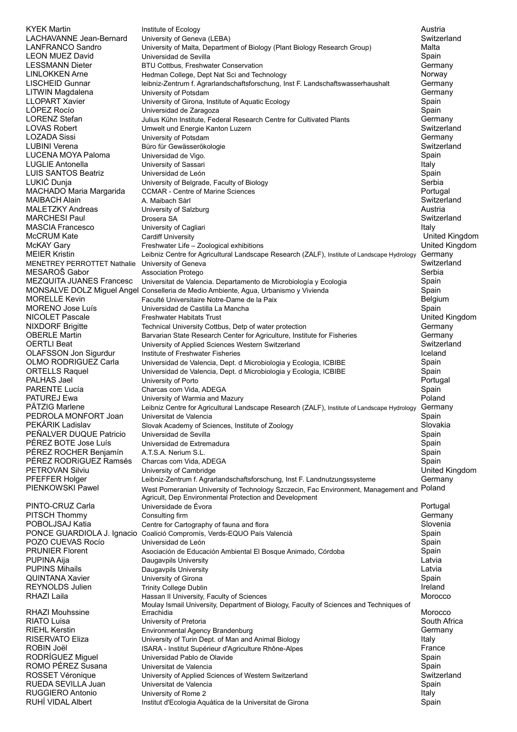| | | |
|---|---|---|
| KYEK Martin | Institute of Ecology | Austria |
| LACHAVANNE Jean-Bernard | University of Geneva (LEBA) | Switzerland |
| LANFRANCO Sandro | University of Malta, Department of Biology (Plant Biology Research Group) | Malta |
| LEON MUEZ David | Universidad de Sevilla | Spain |
| LESSMANN Dieter | BTU Cottbus, Freshwater Conservation | Germany |
| LINLOKKEN Arne | Hedman College, Dept Nat Sci and Technology | Norway |
| LISCHEID Gunnar | leibniz-Zentrum f. Agrarlandschaftsforschung, Inst F. Landschaftswasserhaushalt | Germany |
| LITWIN Magdalena | University of Potsdam | Germany |
| LLOPART Xavier | University of Girona, Institute of Aquatic Ecology | Spain |
| LÓPEZ Rocío | Universidad de Zaragoza | Spain |
| LORENZ Stefan | Julius Kühn Institute, Federal Research Centre for Cultivated Plants | Germany |
| LOVAS Robert | Umwelt und Energie Kanton Luzern | Switzerland |
| LOZADA Sissi | University of Potsdam | Germany |
| LUBINI Verena | Büro für Gewässerökologie | Switzerland |
| LUCENA MOYA Paloma | Universidad de Vigo. | Spain |
| LUGLIE Antonella | University of Sassari | Italy |
| LUIS SANTOS Beatriz | Universidad de León | Spain |
| LUKIĆ Dunja | University of Belgrade, Faculty of Biology | Serbia |
| MACHADO Maria Margarida | CCMAR - Centre of Marine Sciences | Portugal |
| MAIBACH Alain | A. Maibach Sàrl | Switzerland |
| MALETZKY Andreas | University of Salzburg | Austria |
| MARCHESI Paul | Drosera SA | Switzerland |
| MASCIA Francesco | University of Cagliari | Italy |
| McCRUM Kate | Cardiff University | United Kingdom |
| McKAY Gary | Freshwater Life – Zoological exhibitions | United Kingdom |
| MEIER Kristin | Leibniz Centre for Agricultural Landscape Research (ZALF), Institute of Landscape Hydrology | Germany |
| MENETREY PERROTTET Nathalie | University of Geneva | Switzerland |
| MESAROŠ Gabor | Association Protego | Serbia |
| MEZQUITA JUANES Francesc | Universitat de Valencia. Departamento de Microbiología y Ecologia | Spain |
| MONSALVE DOLZ Miguel Angel | Conselleria de Medio Ambiente, Agua, Urbanismo y Vivienda | Spain |
| MORELLE Kevin | Faculté Universitaire Notre-Dame de la Paix | Belgium |
| MORENO Jose Luís | Universidad de Castilla La Mancha | Spain |
| NICOLET Pascale | Freshwater Habitats Trust | United Kingdom |
| NIXDORF Brigitte | Technical University Cottbus, Detp of water protection | Germany |
| OBERLE Martin | Barvarian State Research Center for Agriculture, Institute for Fisheries | Germany |
| OERTLI Beat | University of Applied Sciences Western Switzerland | Switzerland |
| OLAFSSON Jon Sigurdur | Institute of Freshwater Fisheries | Iceland |
| OLMO RODRIGUEZ Carla | Universidad de Valencia, Dept. d Microbiologia y Ecologia, ICBIBE | Spain |
| ORTELLS Raquel | Universidad de Valencia, Dept. d Microbiologia y Ecologia, ICBIBE | Spain |
| PALHAS Jael | University of Porto | Portugal |
| PARENTE Lucía | Charcas com Vida, ADEGA | Spain |
| PATUREJ Ewa | University of Warmia and Mazury | Poland |
| PÄTZIG Marlene | Leibniz Centre for Agricultural Landscape Research (ZALF), Institute of Landscape Hydrology | Germany |
| PEDROLA MONFORT Joan | Universitat de Valencia | Spain |
| PEKÁRIK Ladislav | Slovak Academy of Sciences, Institute of Zoology | Slovakia |
| PEÑALVER DUQUE Patricio | Universidad de Sevilla | Spain |
| PÉREZ BOTE Jose Luís | Universidad de Extremadura | Spain |
| PÉREZ ROCHER Benjamín | A.T.S.A. Nerium S.L. | Spain |
| PÉREZ RODRíGUEZ Ramsés | Charcas com Vida, ADEGA | Spain |
| PETROVAN Silviu | University of Cambridge | United Kingdom |
| PFEFFER Holger | Leibniz-Zentrum f. Agrarlandschaftsforschung, Inst F. Landnutzungssysteme | Germany |
| PIENKOWSKI Pawel | West Pomeranian University of Technology Szczecin, Fac Environment, Management and Agricult, Dep Environmental Protection and Development | Poland |
| PINTO-CRUZ Carla | Universidade de Évora | Portugal |
| PITSCH Thommy | Consulting firm | Germany |
| POBOLJSAJ Katia | Centre for Cartography of fauna and flora | Slovenia |
| PONCE GUARDIOLA J. Ignacio | Coalició Compromís, Verds-EQUO País Valencià | Spain |
| POZO CUEVAS Rocío | Universidad de León | Spain |
| PRUNIER Florent | Asociación de Educación Ambiental El Bosque Animado, Córdoba | Spain |
| PUPINA Aija | Daugavpils University | Latvia |
| PUPINS Mihails | Daugavpils University | Latvia |
| QUINTANA Xavier | University of Girona | Spain |
| REYNOLDS Julien | Trinity College Dublin | Ireland |
| RHAZI Laila | Hassan II University, Faculty of Sciences | Morocco |
| RHAZI Mouhssine | Moulay Ismail University, Department of Biology, Faculty of Sciences and Techniques of Errachidia | Morocco |
| RIATO Luisa | University of Pretoria | South Africa |
| RIEHL Kerstin | Environmental Agency Brandenburg | Germany |
| RISERVATO Eliza | University of Turin Dept. of Man and Animal Biology | Italy |
| ROBIN Joël | ISARA - Institut Supérieur d'Agriculture Rhône-Alpes | France |
| RODRÍGUEZ Miguel | Universidad Pablo de Olavide | Spain |
| ROMO PÉREZ Susana | Universitat de Valencia | Spain |
| ROSSET Véronique | University of Applied Sciences of Western Switzerland | Switzerland |
| RUEDA SEVILLA Juan | Universitat de Valencia | Spain |
| RUGGIERO Antonio | University of Rome 2 | Italy |
| RUHÍ VIDAL Albert | Institut d'Ecologia Aquàtica de la Universitat de Girona | Spain |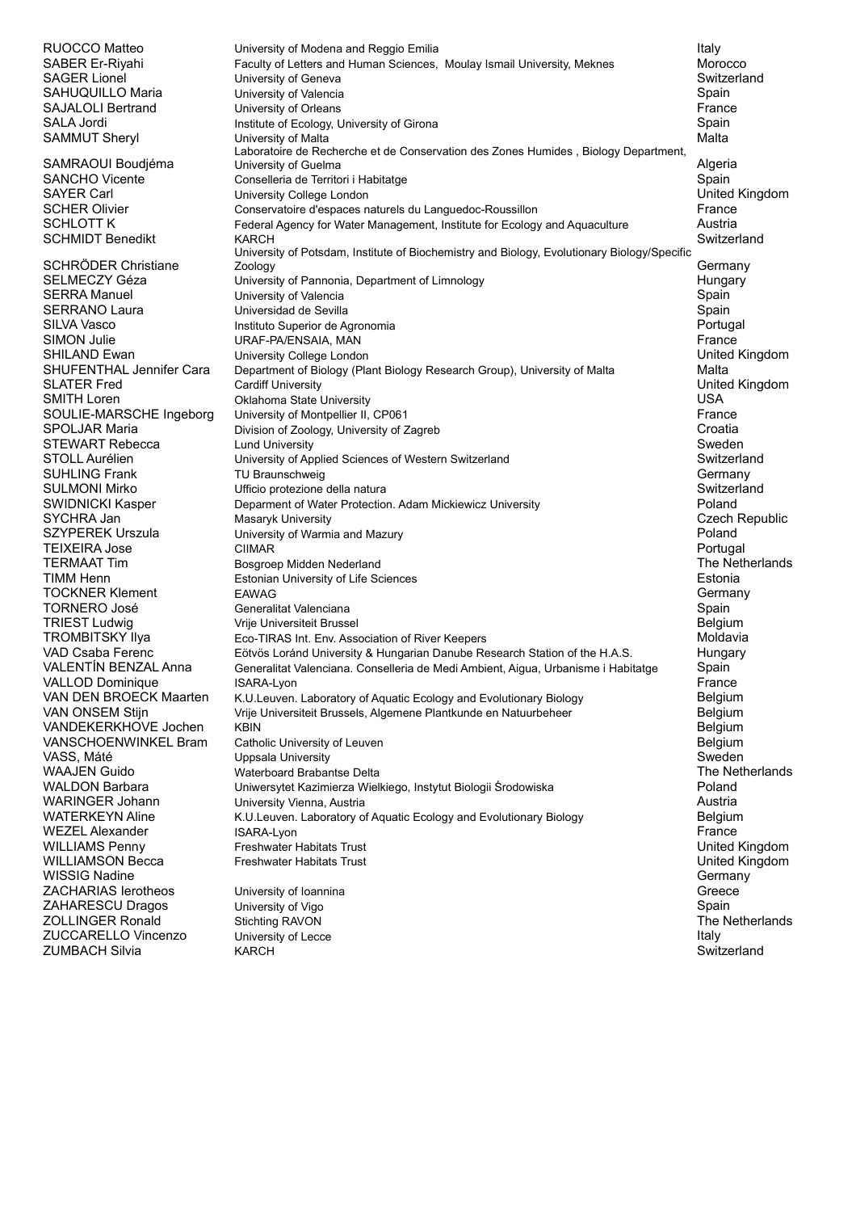| | | |
|---|---|---|
| RUOCCO Matteo | University of Modena and Reggio Emilia | Italy |
| SABER Er-Riyahi | Faculty of Letters and Human Sciences, Moulay Ismail University, Meknes | Morocco |
| SAGER Lionel | University of Geneva | Switzerland |
| SAHUQUILLO Maria | University of Valencia | Spain |
| SAJALOLI Bertrand | University of Orleans | France |
| SALA Jordi | Institute of Ecology, University of Girona | Spain |
| SAMMUT Sheryl | University of Malta | Malta |
| SAMRAOUI Boudjéma | Laboratoire de Recherche et de Conservation des Zones Humides , Biology Department, University of Guelma | Algeria |
| SANCHO Vicente | Conselleria de Territori i Habitatge | Spain |
| SAYER Carl | University College London | United Kingdom |
| SCHER Olivier | Conservatoire d'espaces naturels du Languedoc-Roussillon | France |
| SCHLOTT K | Federal Agency for Water Management, Institute for Ecology and Aquaculture | Austria |
| SCHMIDT Benedikt | KARCH | Switzerland |
| SCHRÖDER Christiane | University of Potsdam, Institute of Biochemistry and Biology, Evolutionary Biology/Specific Zoology | Germany |
| SELMECZY Géza | University of Pannonia, Department of Limnology | Hungary |
| SERRA Manuel | University of Valencia | Spain |
| SERRANO Laura | Universidad de Sevilla | Spain |
| SILVA Vasco | Instituto Superior de Agronomia | Portugal |
| SIMON Julie | URAF-PA/ENSAIA, MAN | France |
| SHILAND Ewan | University College London | United Kingdom |
| SHUFENTHAL Jennifer Cara | Department of Biology (Plant Biology Research Group), University of Malta | Malta |
| SLATER Fred | Cardiff University | United Kingdom |
| SMITH Loren | Oklahoma State University | USA |
| SOULIE-MARSCHE Ingeborg | University of Montpellier II, CP061 | France |
| SPOLJAR Maria | Division of Zoology, University of Zagreb | Croatia |
| STEWART Rebecca | Lund University | Sweden |
| STOLL Aurélien | University of Applied Sciences of Western Switzerland | Switzerland |
| SUHLING Frank | TU Braunschweig | Germany |
| SULMONI Mirko | Ufficio protezione della natura | Switzerland |
| SWIDNICKI Kasper | Deparment of Water Protection. Adam Mickiewicz University | Poland |
| SYCHRA Jan | Masaryk University | Czech Republic |
| SZYPEREK Urszula | University of Warmia and Mazury | Poland |
| TEIXEIRA Jose | CIIMAR | Portugal |
| TERMAAT Tim | Bosgroep Midden Nederland | The Netherlands |
| TIMM Henn | Estonian University of Life Sciences | Estonia |
| TOCKNER Klement | EAWAG | Germany |
| TORNERO José | Generalitat Valenciana | Spain |
| TRIEST Ludwig | Vrije Universiteit Brussel | Belgium |
| TROMBITSKY Ilya | Eco-TIRAS Int. Env. Association of River Keepers | Moldavia |
| VAD Csaba Ferenc | Eötvös Loránd University & Hungarian Danube Research Station of the H.A.S. | Hungary |
| VALENTÍN BENZAL Anna | Generalitat Valenciana. Conselleria de Medi Ambient, Aigua, Urbanisme i Habitatge | Spain |
| VALLOD Dominique | ISARA-Lyon | France |
| VAN DEN BROECK Maarten | K.U.Leuven. Laboratory of Aquatic Ecology and Evolutionary Biology | Belgium |
| VAN ONSEM Stijn | Vrije Universiteit Brussels, Algemene Plantkunde en Natuurbeheer | Belgium |
| VANDEKERKHOVE Jochen | KBIN | Belgium |
| VANSCHOENWINKEL Bram | Catholic University of Leuven | Belgium |
| VASS, Máté | Uppsala University | Sweden |
| WAAJEN Guido | Waterboard Brabantse Delta | The Netherlands |
| WALDON Barbara | Uniwersytet Kazimierza Wielkiego, Instytut Biologii Środowiska | Poland |
| WARINGER Johann | University Vienna, Austria | Austria |
| WATERKEYN Aline | K.U.Leuven. Laboratory of Aquatic Ecology and Evolutionary Biology | Belgium |
| WEZEL Alexander | ISARA-Lyon | France |
| WILLIAMS Penny | Freshwater Habitats Trust | United Kingdom |
| WILLIAMSON Becca | Freshwater Habitats Trust | United Kingdom |
| WISSIG Nadine | | Germany |
| ZACHARIAS Ierotheos | University of Ioannina | Greece |
| ZAHARESCU Dragos | University of Vigo | Spain |
| ZOLLINGER Ronald | Stichting RAVON | The Netherlands |
| ZUCCARELLO Vincenzo | University of Lecce | Italy |
| ZUMBACH Silvia | KARCH | Switzerland |